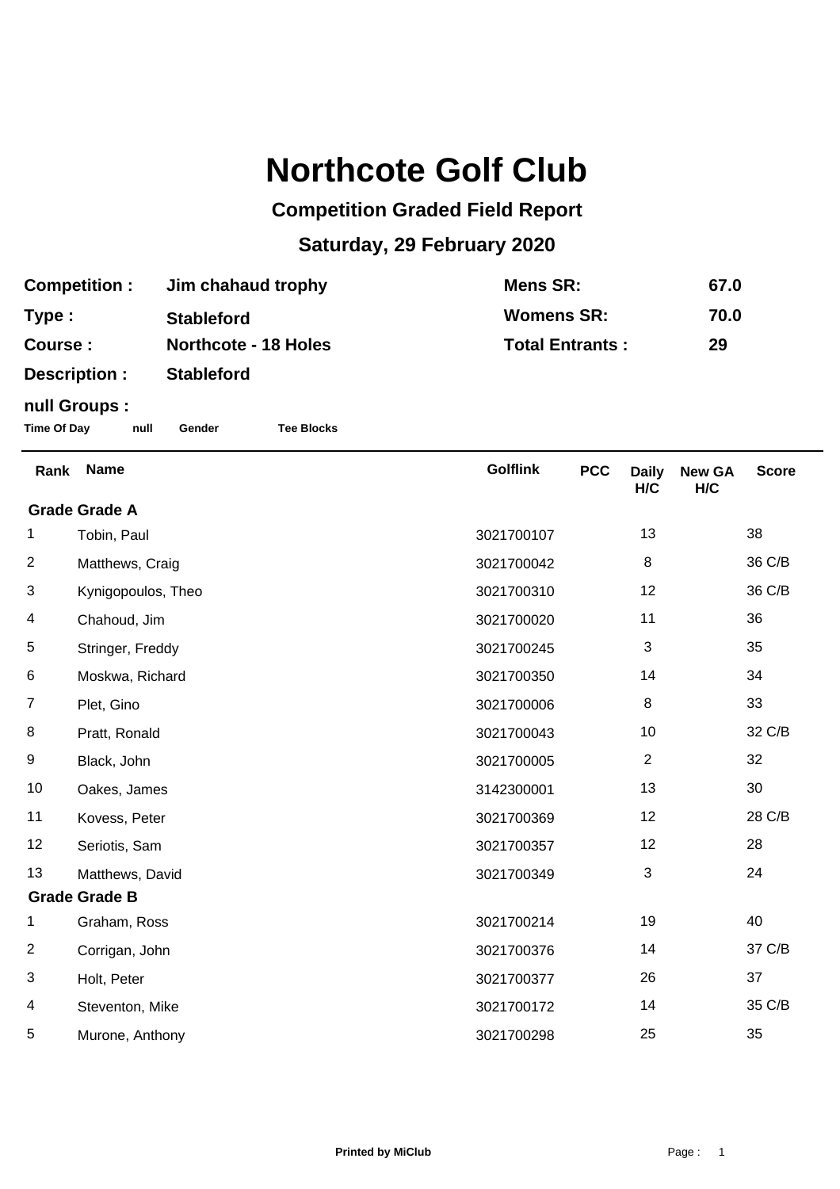# Northcote Golf Club

## Competition Graded Field Report

## Saturday, 29 February 2020

| | | | |
|---|---|---|---|
| **Competition :** | **Jim chahaud trophy** | **Mens SR:** | **67.0** |
| **Type :** | **Stableford** | **Womens SR:** | **70.0** |
| **Course :** | **Northcote - 18 Holes** | **Total Entrants :** | **29** |
| **Description :** | **Stableford** | | |

**null Groups :**

**Time Of Day** **null** **Gender** **Tee Blocks**

| Rank | Name | Golflink | PCC | Daily H/C | New GA H/C | Score |
|---|---|---|---|---|---|---|
| **Grade Grade A** | | | | | | |
| 1 | Tobin, Paul | 3021700107 | | 13 | | 38 |
| 2 | Matthews, Craig | 3021700042 | | 8 | | 36 C/B |
| 3 | Kynigopoulos, Theo | 3021700310 | | 12 | | 36 C/B |
| 4 | Chahoud, Jim | 3021700020 | | 11 | | 36 |
| 5 | Stringer, Freddy | 3021700245 | | 3 | | 35 |
| 6 | Moskwa, Richard | 3021700350 | | 14 | | 34 |
| 7 | Plet, Gino | 3021700006 | | 8 | | 33 |
| 8 | Pratt, Ronald | 3021700043 | | 10 | | 32 C/B |
| 9 | Black, John | 3021700005 | | 2 | | 32 |
| 10 | Oakes, James | 3142300001 | | 13 | | 30 |
| 11 | Kovess, Peter | 3021700369 | | 12 | | 28 C/B |
| 12 | Seriotis, Sam | 3021700357 | | 12 | | 28 |
| 13 | Matthews, David | 3021700349 | | 3 | | 24 |
| **Grade Grade B** | | | | | | |
| 1 | Graham, Ross | 3021700214 | | 19 | | 40 |
| 2 | Corrigan, John | 3021700376 | | 14 | | 37 C/B |
| 3 | Holt, Peter | 3021700377 | | 26 | | 37 |
| 4 | Steventon, Mike | 3021700172 | | 14 | | 35 C/B |
| 5 | Murone, Anthony | 3021700298 | | 25 | | 35 |

Printed by MiClub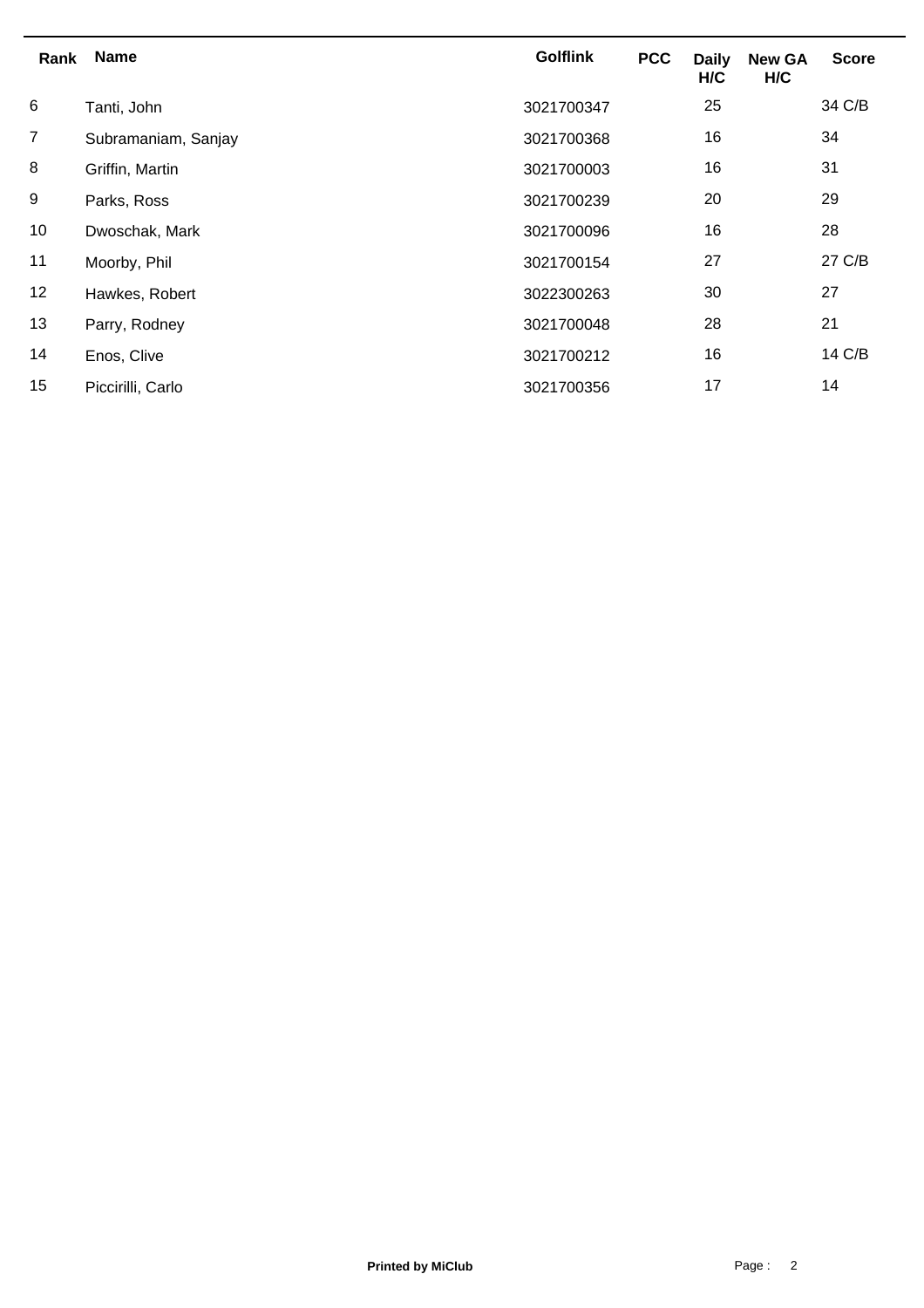| Rank | Name | Golflink | PCC | Daily H/C | New GA H/C | Score |
|---|---|---|---|---|---|---|
| 6 | Tanti, John | 3021700347 | | 25 | | 34 C/B |
| 7 | Subramaniam, Sanjay | 3021700368 | | 16 | | 34 |
| 8 | Griffin, Martin | 3021700003 | | 16 | | 31 |
| 9 | Parks, Ross | 3021700239 | | 20 | | 29 |
| 10 | Dwoschak, Mark | 3021700096 | | 16 | | 28 |
| 11 | Moorby, Phil | 3021700154 | | 27 | | 27 C/B |
| 12 | Hawkes, Robert | 3022300263 | | 30 | | 27 |
| 13 | Parry, Rodney | 3021700048 | | 28 | | 21 |
| 14 | Enos, Clive | 3021700212 | | 16 | | 14 C/B |
| 15 | Piccirilli, Carlo | 3021700356 | | 17 | | 14 |

**Printed by MiClub**